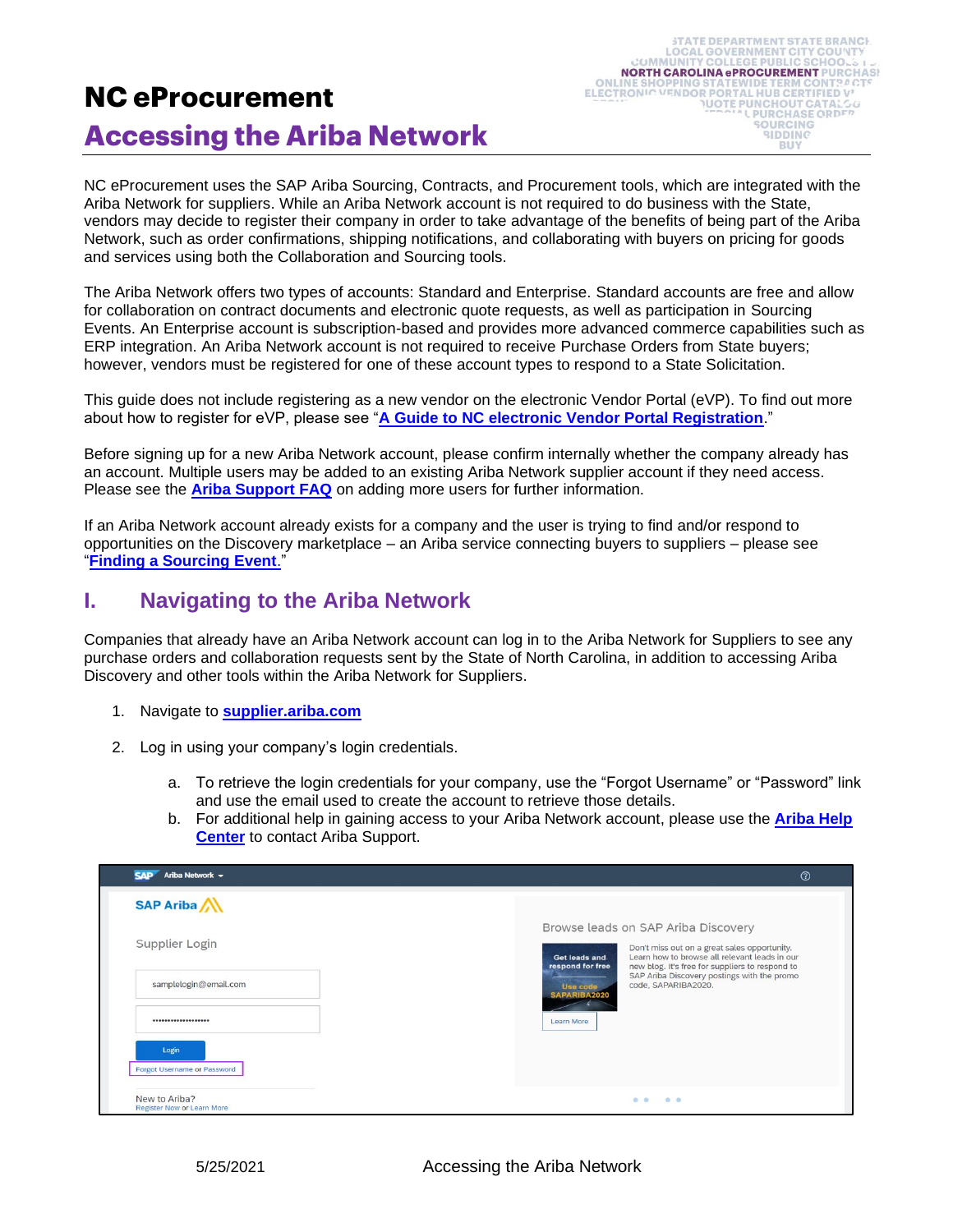# NC eProcurement

## Accessing the Ariba Network

NC eProcurement uses the SAP Ariba Sourcing, Contracts, and Procurement tools, which are integrated with the Ariba Network for suppliers. While an Ariba Network account is not required to do business with the State, vendors may decide to register their company in order to take advantage of the benefits of being part of the Ariba Network, such as order confirmations, shipping notifications, and collaborating with buyers on pricing for goods and services using both the Collaboration and Sourcing tools.

The Ariba Network offers two types of accounts: Standard and Enterprise. Standard accounts are free and allow for collaboration on contract documents and electronic quote requests, as well as participation in Sourcing Events. An Enterprise account is subscription-based and provides more advanced commerce capabilities such as ERP integration. An Ariba Network account is not required to receive Purchase Orders from State buyers; however, vendors must be registered for one of these account types to respond to a State Solicitation.

This guide does not include registering as a new vendor on the electronic Vendor Portal (eVP). To find out more about how to register for eVP, please see "**A Guide to NC electronic Vendor Portal Registration**."

Before signing up for a new Ariba Network account, please confirm internally whether the company already has an account. Multiple users may be added to an existing Ariba Network supplier account if they need access. Please see the **Ariba Support FAQ** on adding more users for further information.

If an Ariba Network account already exists for a company and the user is trying to find and/or respond to opportunities on the Discovery marketplace – an Ariba service connecting buyers to suppliers – please see "**Finding a Sourcing Event**."

## I. Navigating to the Ariba Network

Companies that already have an Ariba Network account can log in to the Ariba Network for Suppliers to see any purchase orders and collaboration requests sent by the State of North Carolina, in addition to accessing Ariba Discovery and other tools within the Ariba Network for Suppliers.

1. Navigate to **supplier.ariba.com**
2. Log in using your company's login credentials.
   a. To retrieve the login credentials for your company, use the "Forgot Username" or "Password" link and use the email used to create the account to retrieve those details.
   b. For additional help in gaining access to your Ariba Network account, please use the **Ariba Help Center** to contact Ariba Support.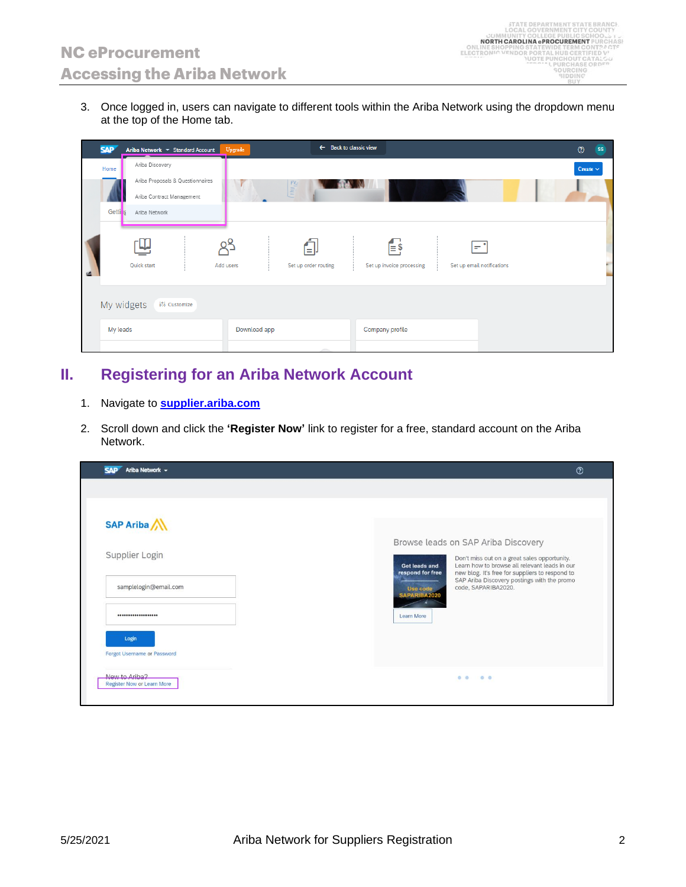3. Once logged in, users can navigate to different tools within the Ariba Network using the dropdown menu at the top of the Home tab.

## II. Registering for an Ariba Network Account

1. Navigate to **supplier.ariba.com**

2. Scroll down and click the **'Register Now'** link to register for a free, standard account on the Ariba Network.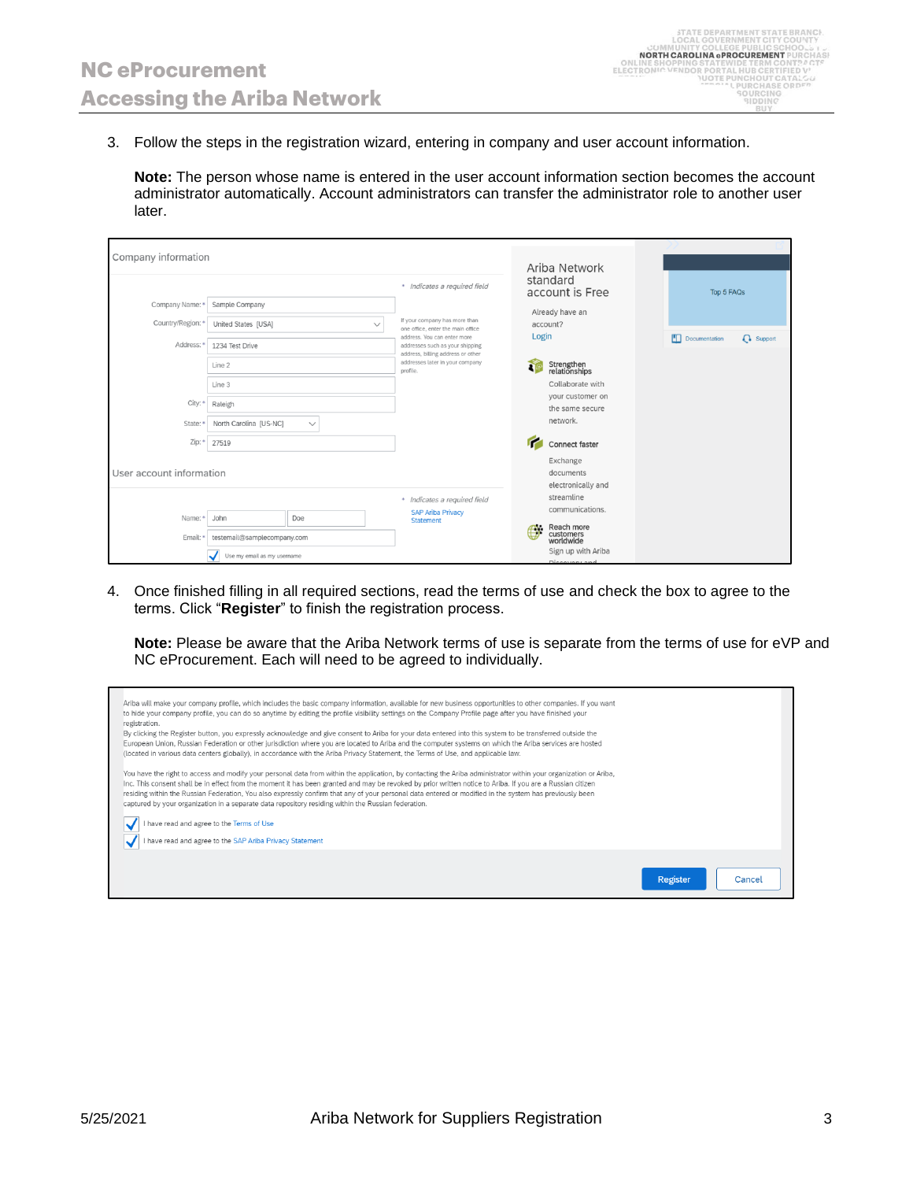3. Follow the steps in the registration wizard, entering in company and user account information.

   **Note:** The person whose name is entered in the user account information section becomes the account administrator automatically. Account administrators can transfer the administrator role to another user later.

4. Once finished filling in all required sections, read the terms of use and check the box to agree to the terms. Click "**Register**" to finish the registration process.

   **Note:** Please be aware that the Ariba Network terms of use is separate from the terms of use for eVP and NC eProcurement. Each will need to be agreed to individually.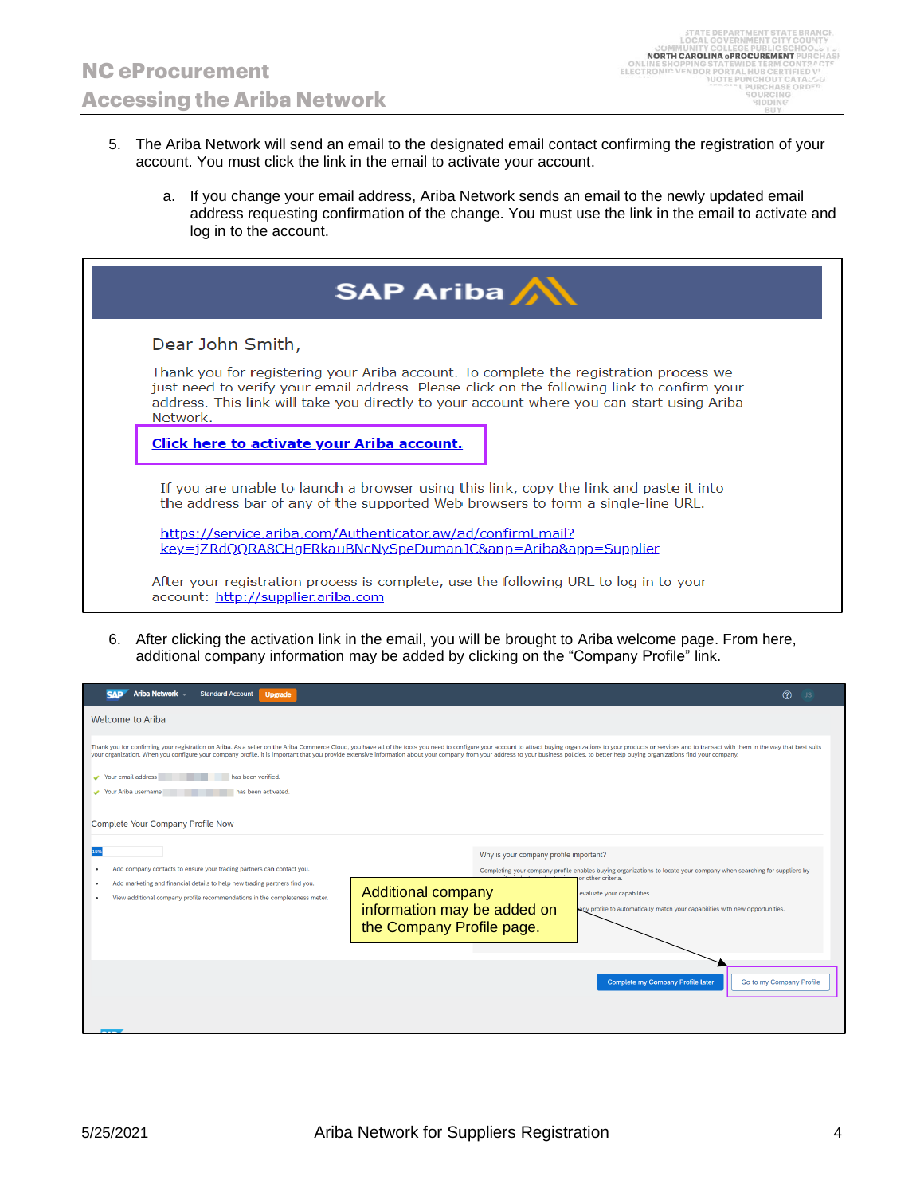5. The Ariba Network will send an email to the designated email contact confirming the registration of your account. You must click the link in the email to activate your account.

   a. If you change your email address, Ariba Network sends an email to the newly updated email address requesting confirmation of the change. You must use the link in the email to activate and log in to the account.

SAP Ariba

Dear John Smith,

Thank you for registering your Ariba account. To complete the registration process we just need to verify your email address. Please click on the following link to confirm your address. This link will take you directly to your account where you can start using Ariba Network.

Click here to activate your Ariba account.

If you are unable to launch a browser using this link, copy the link and paste it into the address bar of any of the supported Web browsers to form a single-line URL.

https://service.ariba.com/Authenticator.aw/ad/confirmEmail?key=jZRdQQRA8CHgERkauBNcNySpeDumanJC&anp=Ariba&app=Supplier

After your registration process is complete, use the following URL to log in to your account: http://supplier.ariba.com

6. After clicking the activation link in the email, you will be brought to Ariba welcome page. From here, additional company information may be added by clicking on the "Company Profile" link.

Additional company information may be added on the Company Profile page.